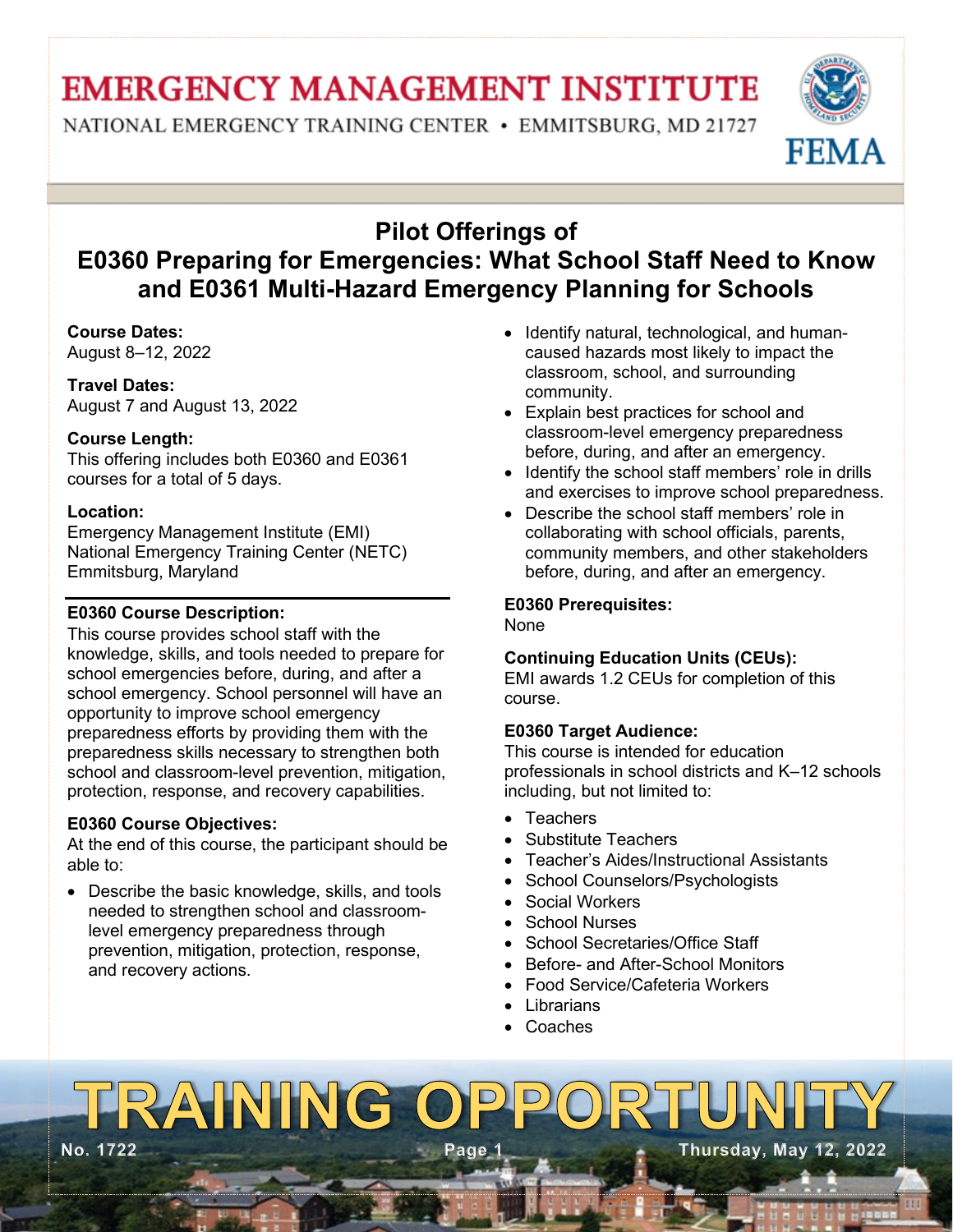# EMERGENCY MANAGEMENT INSTITUTE

NATIONAL EMERGENCY TRAINING CENTER • EMMITSBURG, MD 21727

FEMA

## Pilot Offerings of E0360 Preparing for Emergencies: What School Staff Need to Know and E0361 Multi-Hazard Emergency Planning for Schools

**Course Dates:**
August 8–12, 2022

**Travel Dates:**
August 7 and August 13, 2022

**Course Length:**
This offering includes both E0360 and E0361 courses for a total of 5 days.

**Location:**
Emergency Management Institute (EMI)
National Emergency Training Center (NETC)
Emmitsburg, Maryland

**E0360 Course Description:**
This course provides school staff with the knowledge, skills, and tools needed to prepare for school emergencies before, during, and after a school emergency. School personnel will have an opportunity to improve school emergency preparedness efforts by providing them with the preparedness skills necessary to strengthen both school and classroom-level prevention, mitigation, protection, response, and recovery capabilities.

**E0360 Course Objectives:**
At the end of this course, the participant should be able to:

- Describe the basic knowledge, skills, and tools needed to strengthen school and classroom-level emergency preparedness through prevention, mitigation, protection, response, and recovery actions.
- Identify natural, technological, and human-caused hazards most likely to impact the classroom, school, and surrounding community.
- Explain best practices for school and classroom-level emergency preparedness before, during, and after an emergency.
- Identify the school staff members' role in drills and exercises to improve school preparedness.
- Describe the school staff members' role in collaborating with school officials, parents, community members, and other stakeholders before, during, and after an emergency.

**E0360 Prerequisites:**
None

**Continuing Education Units (CEUs):**
EMI awards 1.2 CEUs for completion of this course.

**E0360 Target Audience:**
This course is intended for education professionals in school districts and K–12 schools including, but not limited to:

- Teachers
- Substitute Teachers
- Teacher's Aides/Instructional Assistants
- School Counselors/Psychologists
- Social Workers
- School Nurses
- School Secretaries/Office Staff
- Before- and After-School Monitors
- Food Service/Cafeteria Workers
- Librarians
- Coaches

**TRAINING OPPORTUNITY**

No. 1722 Thursday, May 12, 2022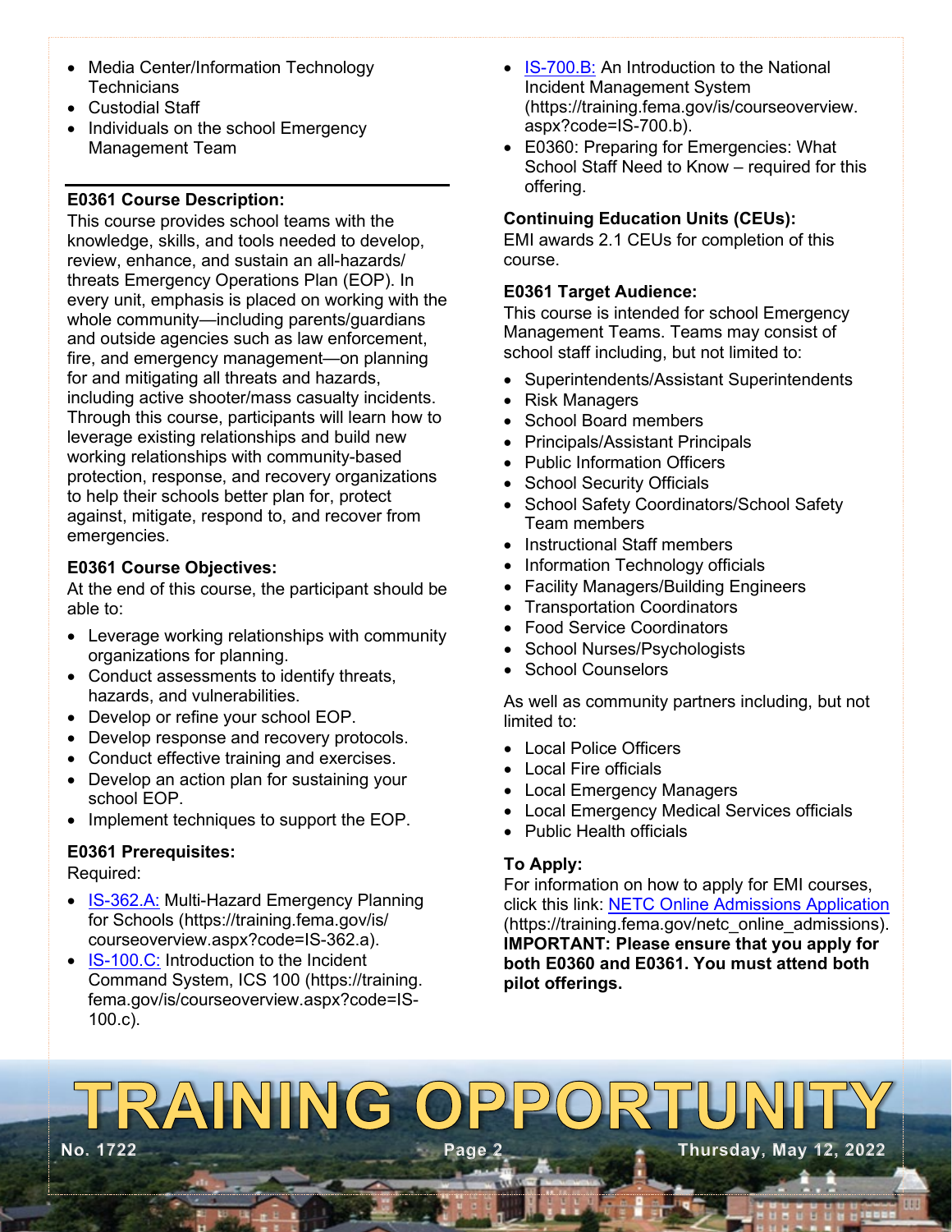- Media Center/Information Technology Technicians
- Custodial Staff
- Individuals on the school Emergency Management Team

### E0361 Course Description:

This course provides school teams with the knowledge, skills, and tools needed to develop, review, enhance, and sustain an all-hazards/ threats Emergency Operations Plan (EOP). In every unit, emphasis is placed on working with the whole community—including parents/guardians and outside agencies such as law enforcement, fire, and emergency management—on planning for and mitigating all threats and hazards, including active shooter/mass casualty incidents. Through this course, participants will learn how to leverage existing relationships and build new working relationships with community-based protection, response, and recovery organizations to help their schools better plan for, protect against, mitigate, respond to, and recover from emergencies.

### E0361 Course Objectives:

At the end of this course, the participant should be able to:

- Leverage working relationships with community organizations for planning.
- Conduct assessments to identify threats, hazards, and vulnerabilities.
- Develop or refine your school EOP.
- Develop response and recovery protocols.
- Conduct effective training and exercises.
- Develop an action plan for sustaining your school EOP.
- Implement techniques to support the EOP.

### E0361 Prerequisites:

Required:

- IS-362.A: Multi-Hazard Emergency Planning for Schools (https://training.fema.gov/is/courseoverview.aspx?code=IS-362.a).
- IS-100.C: Introduction to the Incident Command System, ICS 100 (https://training.fema.gov/is/courseoverview.aspx?code=IS-100.c).
- IS-700.B: An Introduction to the National Incident Management System (https://training.fema.gov/is/courseoverview.aspx?code=IS-700.b).
- E0360: Preparing for Emergencies: What School Staff Need to Know – required for this offering.

### Continuing Education Units (CEUs):

EMI awards 2.1 CEUs for completion of this course.

### E0361 Target Audience:

This course is intended for school Emergency Management Teams. Teams may consist of school staff including, but not limited to:

- Superintendents/Assistant Superintendents
- Risk Managers
- School Board members
- Principals/Assistant Principals
- Public Information Officers
- School Security Officials
- School Safety Coordinators/School Safety Team members
- Instructional Staff members
- Information Technology officials
- Facility Managers/Building Engineers
- Transportation Coordinators
- Food Service Coordinators
- School Nurses/Psychologists
- School Counselors

As well as community partners including, but not limited to:

- Local Police Officers
- Local Fire officials
- Local Emergency Managers
- Local Emergency Medical Services officials
- Public Health officials

### To Apply:

For information on how to apply for EMI courses, click this link: NETC Online Admissions Application (https://training.fema.gov/netc_online_admissions). **IMPORTANT: Please ensure that you apply for both E0360 and E0361. You must attend both pilot offerings.**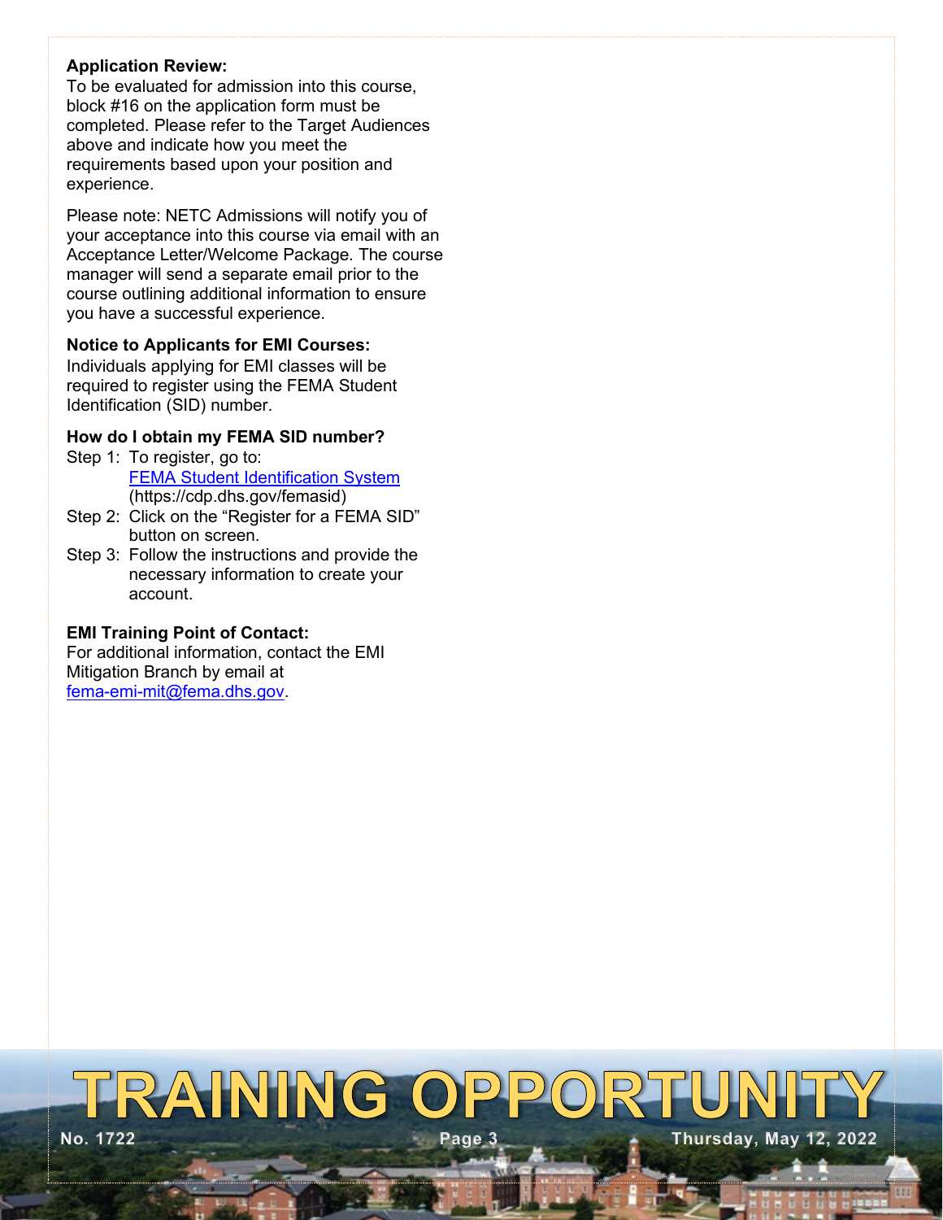**Application Review:**
To be evaluated for admission into this course, block #16 on the application form must be completed. Please refer to the Target Audiences above and indicate how you meet the requirements based upon your position and experience.

Please note: NETC Admissions will notify you of your acceptance into this course via email with an Acceptance Letter/Welcome Package. The course manager will send a separate email prior to the course outlining additional information to ensure you have a successful experience.

**Notice to Applicants for EMI Courses:**
Individuals applying for EMI classes will be required to register using the FEMA Student Identification (SID) number.

**How do I obtain my FEMA SID number?**

Step 1: To register, go to: [FEMA Student Identification System](https://cdp.dhs.gov/femasid) (https://cdp.dhs.gov/femasid)

Step 2: Click on the "Register for a FEMA SID" button on screen.

Step 3: Follow the instructions and provide the necessary information to create your account.

**EMI Training Point of Contact:**
For additional information, contact the EMI Mitigation Branch by email at [fema-emi-mit@fema.dhs.gov](mailto:fema-emi-mit@fema.dhs.gov).